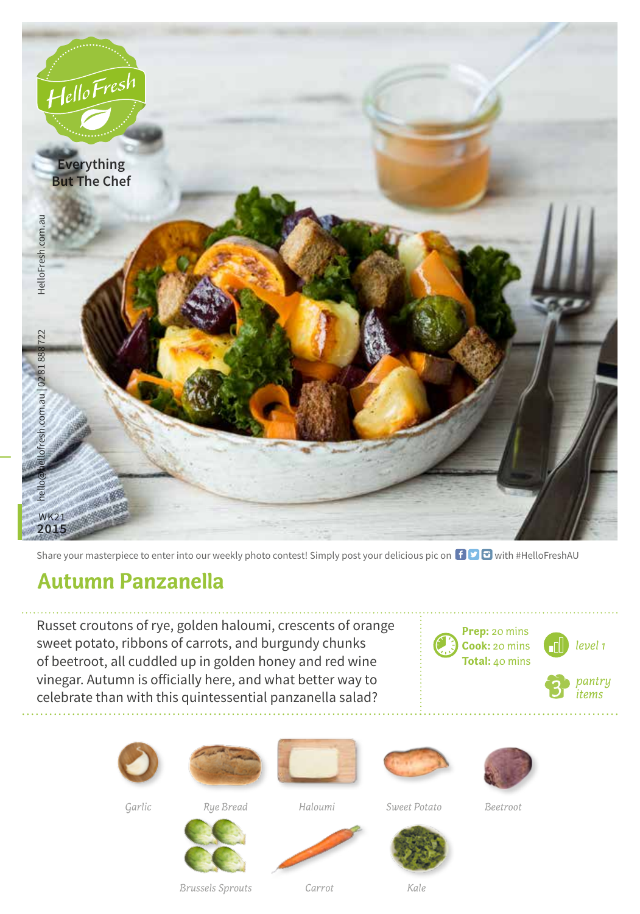HelloFresh

Everything But The Chef

HelloFresh.com.au

hello@hellofresh.com.au | 02 8188 8722

WK21 2015

Share your masterpiece to enter into our weekly photo contest! Simply post your delicious pic on with #HelloFreshAU

# Autumn Panzanella

Russet croutons of rye, golden haloumi, crescents of orange sweet potato, ribbons of carrots, and burgundy chunks of beetroot, all cuddled up in golden honey and red wine vinegar. Autumn is officially here, and what better way to celebrate than with this quintessential panzanella salad?

**Prep:** 20 mins
**Cook:** 20 mins
**Total:** 40 mins

*level 1*

*3 pantry items*

*Garlic*

*Rye Bread*

*Haloumi*

*Sweet Potato*

*Beetroot*

*Brussels Sprouts*

*Carrot*

*Kale*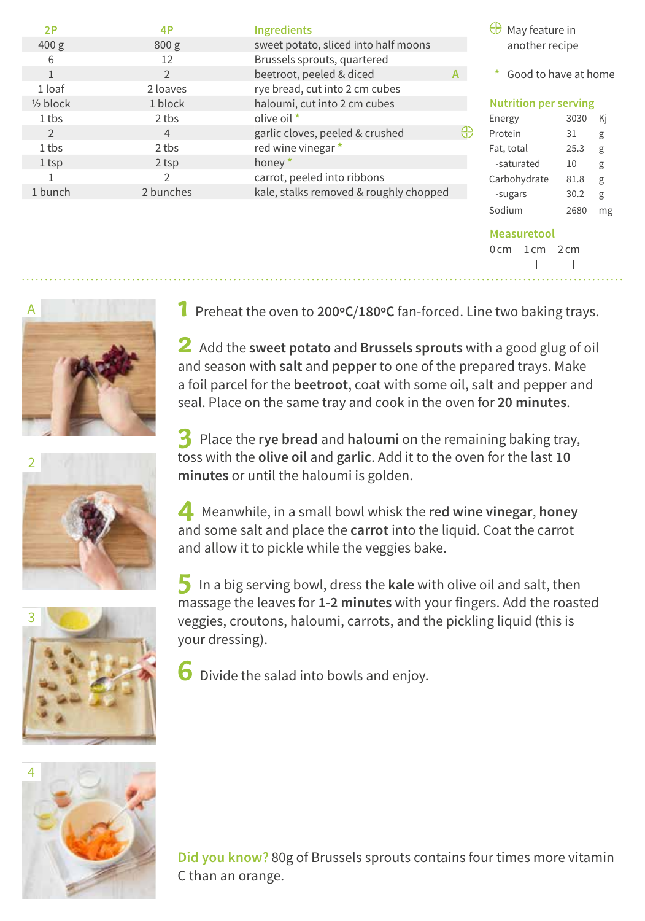| 2P | 4P | Ingredients | |
|---|---|---|---|
| 400 g | 800 g | sweet potato, sliced into half moons | |
| 6 | 12 | Brussels sprouts, quartered | |
| 1 | 2 | beetroot, peeled & diced | A |
| 1 loaf | 2 loaves | rye bread, cut into 2 cm cubes | |
| ½ block | 1 block | haloumi, cut into 2 cm cubes | |
| 1 tbs | 2 tbs | olive oil * | |
| 2 | 4 | garlic cloves, peeled & crushed | ⊕ |
| 1 tbs | 2 tbs | red wine vinegar * | |
| 1 tsp | 2 tsp | honey * | |
| 1 | 2 | carrot, peeled into ribbons | |
| 1 bunch | 2 bunches | kale, stalks removed & roughly chopped | |

⊕ May feature in another recipe

\* Good to have at home

**Nutrition per serving**

| | | |
|---|---|---|
| Energy | 3030 | Kj |
| Protein | 31 | g |
| Fat, total | 25.3 | g |
| -saturated | 10 | g |
| Carbohydrate | 81.8 | g |
| -sugars | 30.2 | g |
| Sodium | 2680 | mg |

**Measuretool**

0 cm 1 cm 2 cm

A

2

3

4

**1** Preheat the oven to **200ºC/180ºC** fan-forced. Line two baking trays.

**2** Add the **sweet potato** and **Brussels sprouts** with a good glug of oil and season with **salt** and **pepper** to one of the prepared trays. Make a foil parcel for the **beetroot**, coat with some oil, salt and pepper and seal. Place on the same tray and cook in the oven for **20 minutes**.

**3** Place the **rye bread** and **haloumi** on the remaining baking tray, toss with the **olive oil** and **garlic**. Add it to the oven for the last **10 minutes** or until the haloumi is golden.

**4** Meanwhile, in a small bowl whisk the **red wine vinegar**, **honey** and some salt and place the **carrot** into the liquid. Coat the carrot and allow it to pickle while the veggies bake.

**5** In a big serving bowl, dress the **kale** with olive oil and salt, then massage the leaves for **1-2 minutes** with your fingers. Add the roasted veggies, croutons, haloumi, carrots, and the pickling liquid (this is your dressing).

**6** Divide the salad into bowls and enjoy.

**Did you know?** 80g of Brussels sprouts contains four times more vitamin C than an orange.